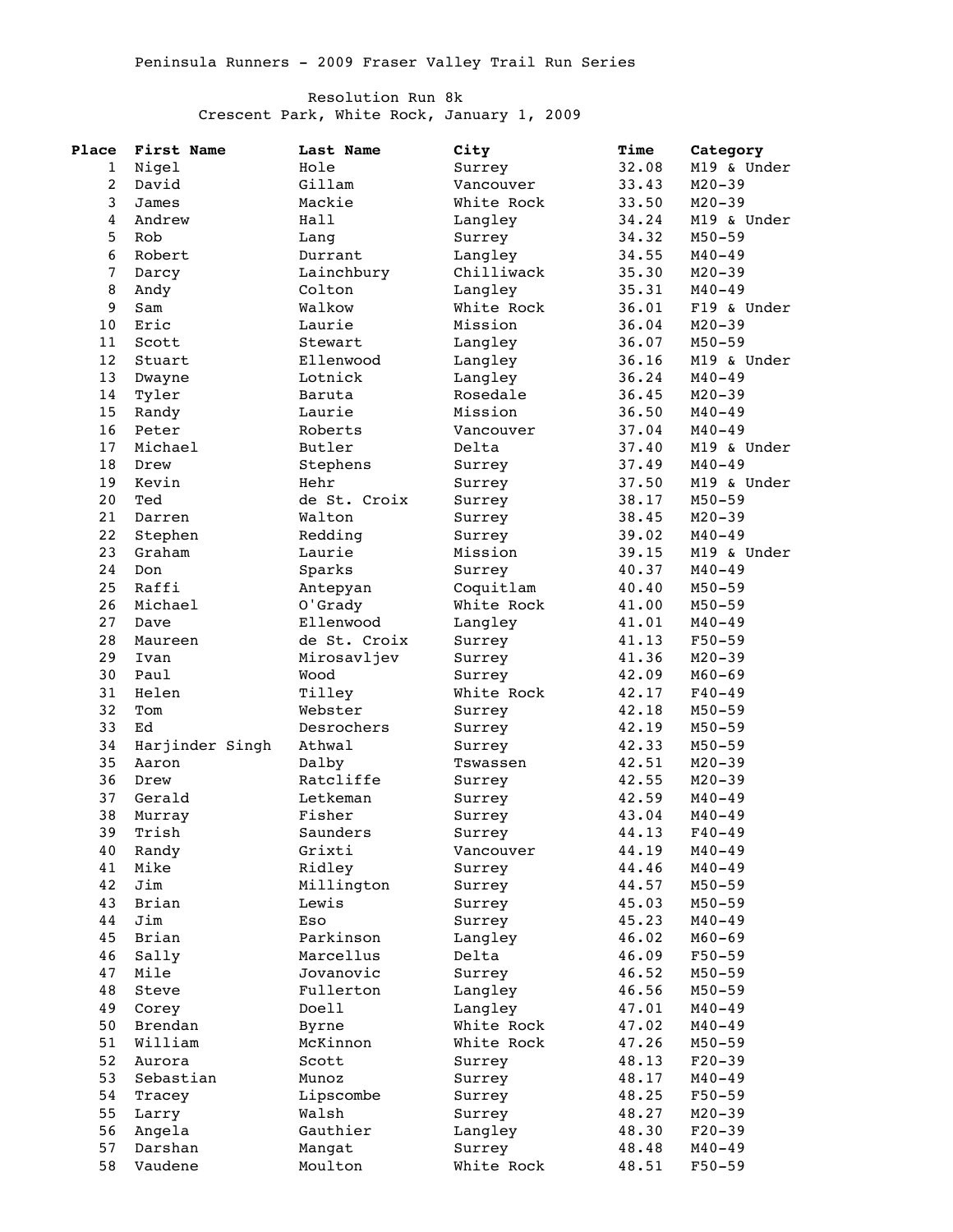Peninsula Runners - 2009 Fraser Valley Trail Run Series

Resolution Run 8k
Crescent Park, White Rock, January 1, 2009

| Place | First Name | Last Name | City | Time | Category |
|---|---|---|---|---|---|
| 1 | Nigel | Hole | Surrey | 32.08 | M19 & Under |
| 2 | David | Gillam | Vancouver | 33.43 | M20-39 |
| 3 | James | Mackie | White Rock | 33.50 | M20-39 |
| 4 | Andrew | Hall | Langley | 34.24 | M19 & Under |
| 5 | Rob | Lang | Surrey | 34.32 | M50-59 |
| 6 | Robert | Durrant | Langley | 34.55 | M40-49 |
| 7 | Darcy | Lainchbury | Chilliwack | 35.30 | M20-39 |
| 8 | Andy | Colton | Langley | 35.31 | M40-49 |
| 9 | Sam | Walkow | White Rock | 36.01 | F19 & Under |
| 10 | Eric | Laurie | Mission | 36.04 | M20-39 |
| 11 | Scott | Stewart | Langley | 36.07 | M50-59 |
| 12 | Stuart | Ellenwood | Langley | 36.16 | M19 & Under |
| 13 | Dwayne | Lotnick | Langley | 36.24 | M40-49 |
| 14 | Tyler | Baruta | Rosedale | 36.45 | M20-39 |
| 15 | Randy | Laurie | Mission | 36.50 | M40-49 |
| 16 | Peter | Roberts | Vancouver | 37.04 | M40-49 |
| 17 | Michael | Butler | Delta | 37.40 | M19 & Under |
| 18 | Drew | Stephens | Surrey | 37.49 | M40-49 |
| 19 | Kevin | Hehr | Surrey | 37.50 | M19 & Under |
| 20 | Ted | de St. Croix | Surrey | 38.17 | M50-59 |
| 21 | Darren | Walton | Surrey | 38.45 | M20-39 |
| 22 | Stephen | Redding | Surrey | 39.02 | M40-49 |
| 23 | Graham | Laurie | Mission | 39.15 | M19 & Under |
| 24 | Don | Sparks | Surrey | 40.37 | M40-49 |
| 25 | Raffi | Antepyan | Coquitlam | 40.40 | M50-59 |
| 26 | Michael | O'Grady | White Rock | 41.00 | M50-59 |
| 27 | Dave | Ellenwood | Langley | 41.01 | M40-49 |
| 28 | Maureen | de St. Croix | Surrey | 41.13 | F50-59 |
| 29 | Ivan | Mirosavljev | Surrey | 41.36 | M20-39 |
| 30 | Paul | Wood | Surrey | 42.09 | M60-69 |
| 31 | Helen | Tilley | White Rock | 42.17 | F40-49 |
| 32 | Tom | Webster | Surrey | 42.18 | M50-59 |
| 33 | Ed | Desrochers | Surrey | 42.19 | M50-59 |
| 34 | Harjinder Singh | Athwal | Surrey | 42.33 | M50-59 |
| 35 | Aaron | Dalby | Tswassen | 42.51 | M20-39 |
| 36 | Drew | Ratcliffe | Surrey | 42.55 | M20-39 |
| 37 | Gerald | Letkeman | Surrey | 42.59 | M40-49 |
| 38 | Murray | Fisher | Surrey | 43.04 | M40-49 |
| 39 | Trish | Saunders | Surrey | 44.13 | F40-49 |
| 40 | Randy | Grixti | Vancouver | 44.19 | M40-49 |
| 41 | Mike | Ridley | Surrey | 44.46 | M40-49 |
| 42 | Jim | Millington | Surrey | 44.57 | M50-59 |
| 43 | Brian | Lewis | Surrey | 45.03 | M50-59 |
| 44 | Jim | Eso | Surrey | 45.23 | M40-49 |
| 45 | Brian | Parkinson | Langley | 46.02 | M60-69 |
| 46 | Sally | Marcellus | Delta | 46.09 | F50-59 |
| 47 | Mile | Jovanovic | Surrey | 46.52 | M50-59 |
| 48 | Steve | Fullerton | Langley | 46.56 | M50-59 |
| 49 | Corey | Doell | Langley | 47.01 | M40-49 |
| 50 | Brendan | Byrne | White Rock | 47.02 | M40-49 |
| 51 | William | McKinnon | White Rock | 47.26 | M50-59 |
| 52 | Aurora | Scott | Surrey | 48.13 | F20-39 |
| 53 | Sebastian | Munoz | Surrey | 48.17 | M40-49 |
| 54 | Tracey | Lipscombe | Surrey | 48.25 | F50-59 |
| 55 | Larry | Walsh | Surrey | 48.27 | M20-39 |
| 56 | Angela | Gauthier | Langley | 48.30 | F20-39 |
| 57 | Darshan | Mangat | Surrey | 48.48 | M40-49 |
| 58 | Vaudene | Moulton | White Rock | 48.51 | F50-59 |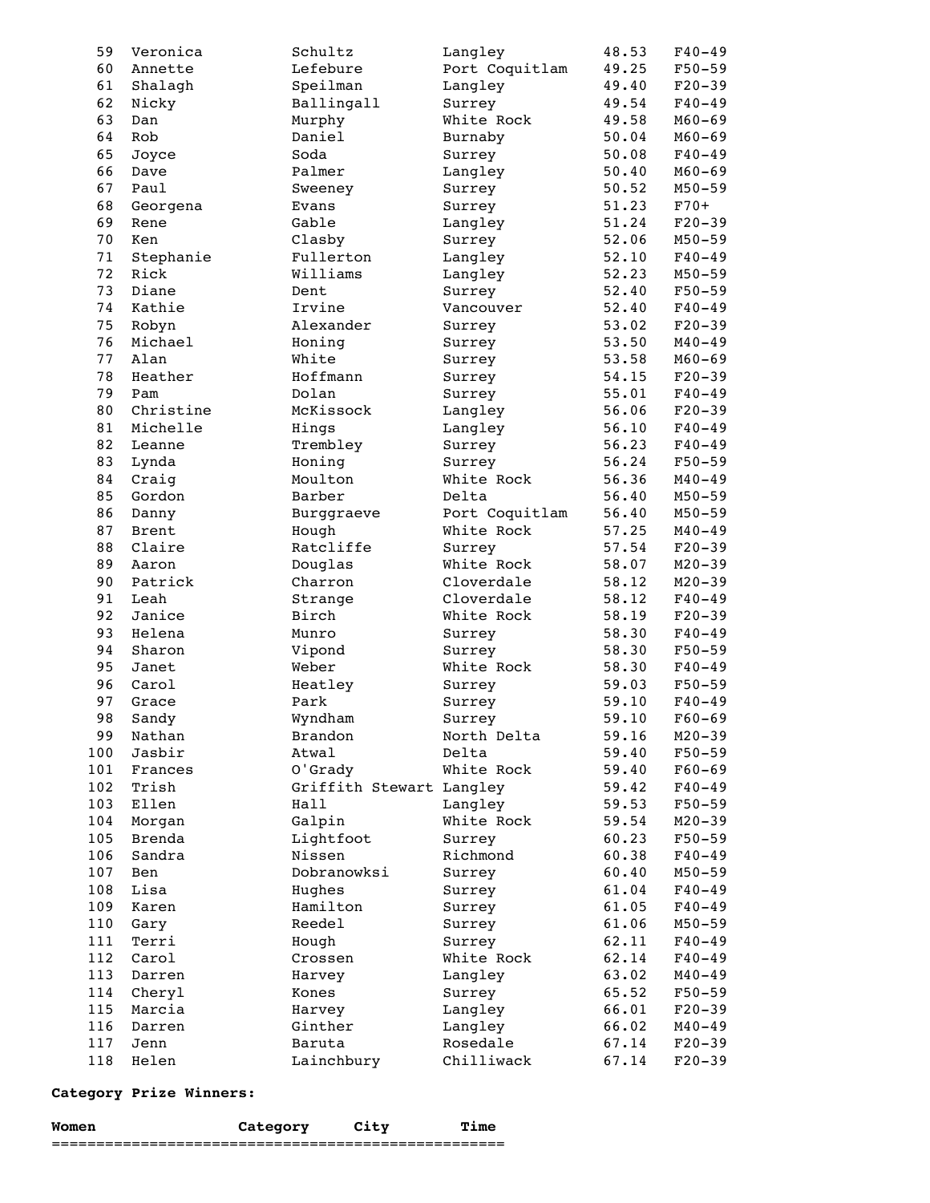| | | | | | |
|---|---|---|---|---|---|
| 59 | Veronica | Schultz | Langley | 48.53 | F40-49 |
| 60 | Annette | Lefebure | Port Coquitlam | 49.25 | F50-59 |
| 61 | Shalagh | Speilman | Langley | 49.40 | F20-39 |
| 62 | Nicky | Ballingall | Surrey | 49.54 | F40-49 |
| 63 | Dan | Murphy | White Rock | 49.58 | M60-69 |
| 64 | Rob | Daniel | Burnaby | 50.04 | M60-69 |
| 65 | Joyce | Soda | Surrey | 50.08 | F40-49 |
| 66 | Dave | Palmer | Langley | 50.40 | M60-69 |
| 67 | Paul | Sweeney | Surrey | 50.52 | M50-59 |
| 68 | Georgena | Evans | Surrey | 51.23 | F70+ |
| 69 | Rene | Gable | Langley | 51.24 | F20-39 |
| 70 | Ken | Clasby | Surrey | 52.06 | M50-59 |
| 71 | Stephanie | Fullerton | Langley | 52.10 | F40-49 |
| 72 | Rick | Williams | Langley | 52.23 | M50-59 |
| 73 | Diane | Dent | Surrey | 52.40 | F50-59 |
| 74 | Kathie | Irvine | Vancouver | 52.40 | F40-49 |
| 75 | Robyn | Alexander | Surrey | 53.02 | F20-39 |
| 76 | Michael | Honing | Surrey | 53.50 | M40-49 |
| 77 | Alan | White | Surrey | 53.58 | M60-69 |
| 78 | Heather | Hoffmann | Surrey | 54.15 | F20-39 |
| 79 | Pam | Dolan | Surrey | 55.01 | F40-49 |
| 80 | Christine | McKissock | Langley | 56.06 | F20-39 |
| 81 | Michelle | Hings | Langley | 56.10 | F40-49 |
| 82 | Leanne | Trembley | Surrey | 56.23 | F40-49 |
| 83 | Lynda | Honing | Surrey | 56.24 | F50-59 |
| 84 | Craig | Moulton | White Rock | 56.36 | M40-49 |
| 85 | Gordon | Barber | Delta | 56.40 | M50-59 |
| 86 | Danny | Burggraeve | Port Coquitlam | 56.40 | M50-59 |
| 87 | Brent | Hough | White Rock | 57.25 | M40-49 |
| 88 | Claire | Ratcliffe | Surrey | 57.54 | F20-39 |
| 89 | Aaron | Douglas | White Rock | 58.07 | M20-39 |
| 90 | Patrick | Charron | Cloverdale | 58.12 | M20-39 |
| 91 | Leah | Strange | Cloverdale | 58.12 | F40-49 |
| 92 | Janice | Birch | White Rock | 58.19 | F20-39 |
| 93 | Helena | Munro | Surrey | 58.30 | F40-49 |
| 94 | Sharon | Vipond | Surrey | 58.30 | F50-59 |
| 95 | Janet | Weber | White Rock | 58.30 | F40-49 |
| 96 | Carol | Heatley | Surrey | 59.03 | F50-59 |
| 97 | Grace | Park | Surrey | 59.10 | F40-49 |
| 98 | Sandy | Wyndham | Surrey | 59.10 | F60-69 |
| 99 | Nathan | Brandon | North Delta | 59.16 | M20-39 |
| 100 | Jasbir | Atwal | Delta | 59.40 | F50-59 |
| 101 | Frances | O'Grady | White Rock | 59.40 | F60-69 |
| 102 | Trish | Griffith Stewart | Langley | 59.42 | F40-49 |
| 103 | Ellen | Hall | Langley | 59.53 | F50-59 |
| 104 | Morgan | Galpin | White Rock | 59.54 | M20-39 |
| 105 | Brenda | Lightfoot | Surrey | 60.23 | F50-59 |
| 106 | Sandra | Nissen | Richmond | 60.38 | F40-49 |
| 107 | Ben | Dobranowksi | Surrey | 60.40 | M50-59 |
| 108 | Lisa | Hughes | Surrey | 61.04 | F40-49 |
| 109 | Karen | Hamilton | Surrey | 61.05 | F40-49 |
| 110 | Gary | Reedel | Surrey | 61.06 | M50-59 |
| 111 | Terri | Hough | Surrey | 62.11 | F40-49 |
| 112 | Carol | Crossen | White Rock | 62.14 | F40-49 |
| 113 | Darren | Harvey | Langley | 63.02 | M40-49 |
| 114 | Cheryl | Kones | Surrey | 65.52 | F50-59 |
| 115 | Marcia | Harvey | Langley | 66.01 | F20-39 |
| 116 | Darren | Ginther | Langley | 66.02 | M40-49 |
| 117 | Jenn | Baruta | Rosedale | 67.14 | F20-39 |
| 118 | Helen | Lainchbury | Chilliwack | 67.14 | F20-39 |

**Category Prize Winners:**

| **Women** | **Category** | **City** | **Time** |
|---|---|---|---|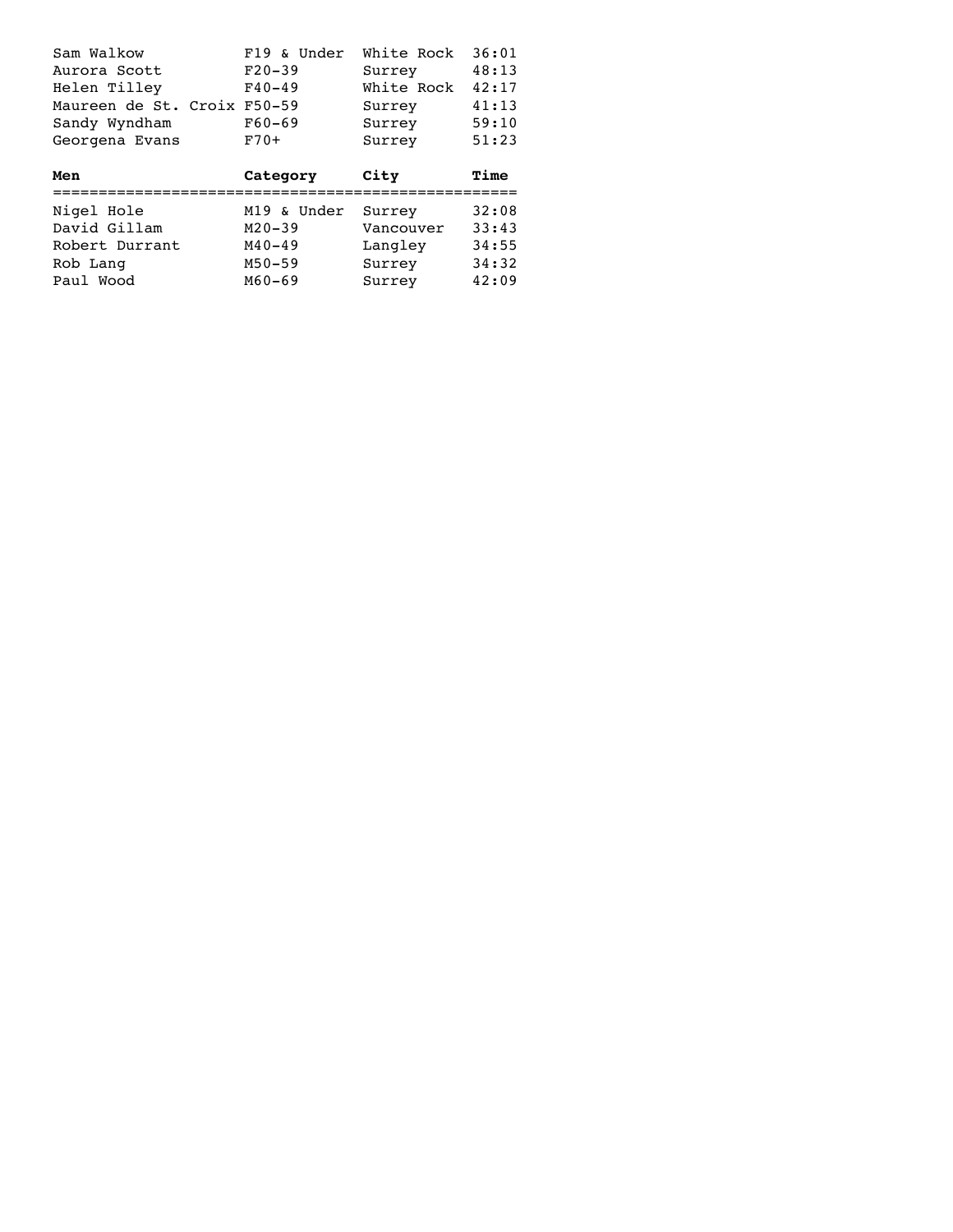| | | | |
|---|---|---|---|
| Sam Walkow | F19 & Under | White Rock | 36:01 |
| Aurora Scott | F20-39 | Surrey | 48:13 |
| Helen Tilley | F40-49 | White Rock | 42:17 |
| Maureen de St. Croix | F50-59 | Surrey | 41:13 |
| Sandy Wyndham | F60-69 | Surrey | 59:10 |
| Georgena Evans | F70+ | Surrey | 51:23 |

| **Men** | **Category** | **City** | **Time** |
|---|---|---|---|
| Nigel Hole | M19 & Under | Surrey | 32:08 |
| David Gillam | M20-39 | Vancouver | 33:43 |
| Robert Durrant | M40-49 | Langley | 34:55 |
| Rob Lang | M50-59 | Surrey | 34:32 |
| Paul Wood | M60-69 | Surrey | 42:09 |